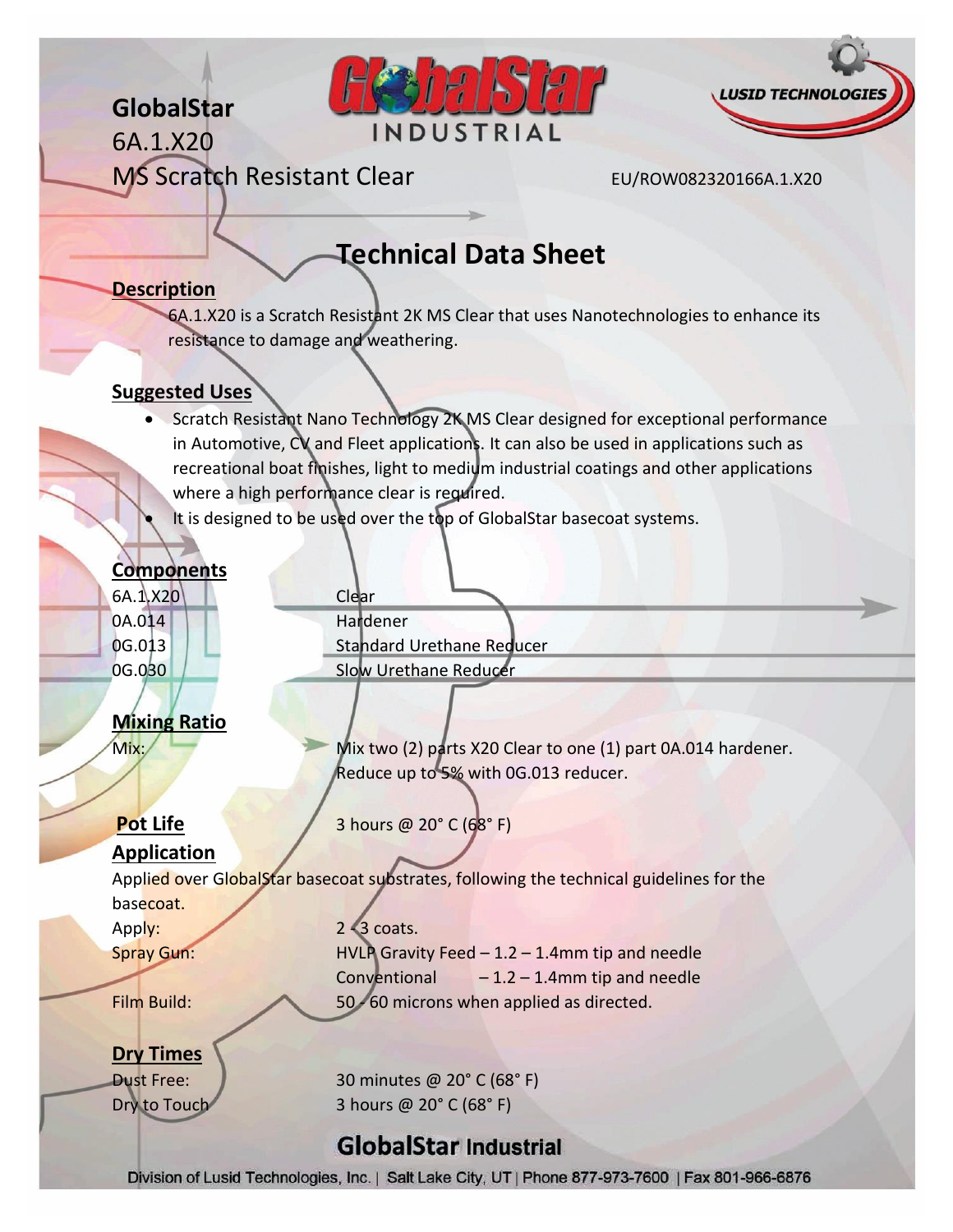# GlobalStar

6A.1.X20

MS Scratch Resistant Clear

EU/ROW082320166A.1.X20

## Technical Data Sheet

### Description

6A.1.X20 is a Scratch Resistant 2K MS Clear that uses Nanotechnologies to enhance its resistance to damage and weathering.

### Suggested Uses

- Scratch Resistant Nano Technology 2K MS Clear designed for exceptional performance in Automotive, CV and Fleet applications. It can also be used in applications such as recreational boat finishes, light to medium industrial coatings and other applications where a high performance clear is required.
- It is designed to be used over the top of GlobalStar basecoat systems.

### Components

| | |
|---|---|
| 6A.1.X20 | Clear |
| 0A.014 | Hardener |
| 0G.013 | Standard Urethane Reducer |
| 0G.030 | Slow Urethane Reducer |

### Mixing Ratio

Mix: Mix two (2) parts X20 Clear to one (1) part 0A.014 hardener. Reduce up to 5% with 0G.013 reducer.

### Pot Life

3 hours @ 20° C (68° F)

### Application

Applied over GlobalStar basecoat substrates, following the technical guidelines for the basecoat.

| | |
|---|---|
| Apply: | 2 - 3 coats. |
| Spray Gun: | HVLP Gravity Feed – 1.2 – 1.4mm tip and needle<br>Conventional – 1.2 – 1.4mm tip and needle |
| Film Build: | 50 - 60 microns when applied as directed. |

### Dry Times

| | |
|---|---|
| Dust Free: | 30 minutes @ 20° C (68° F) |
| Dry to Touch | 3 hours @ 20° C (68° F) |

**GlobalStar Industrial**

Division of Lusid Technologies, Inc. | Salt Lake City, UT | Phone 877-973-7600 | Fax 801-966-6876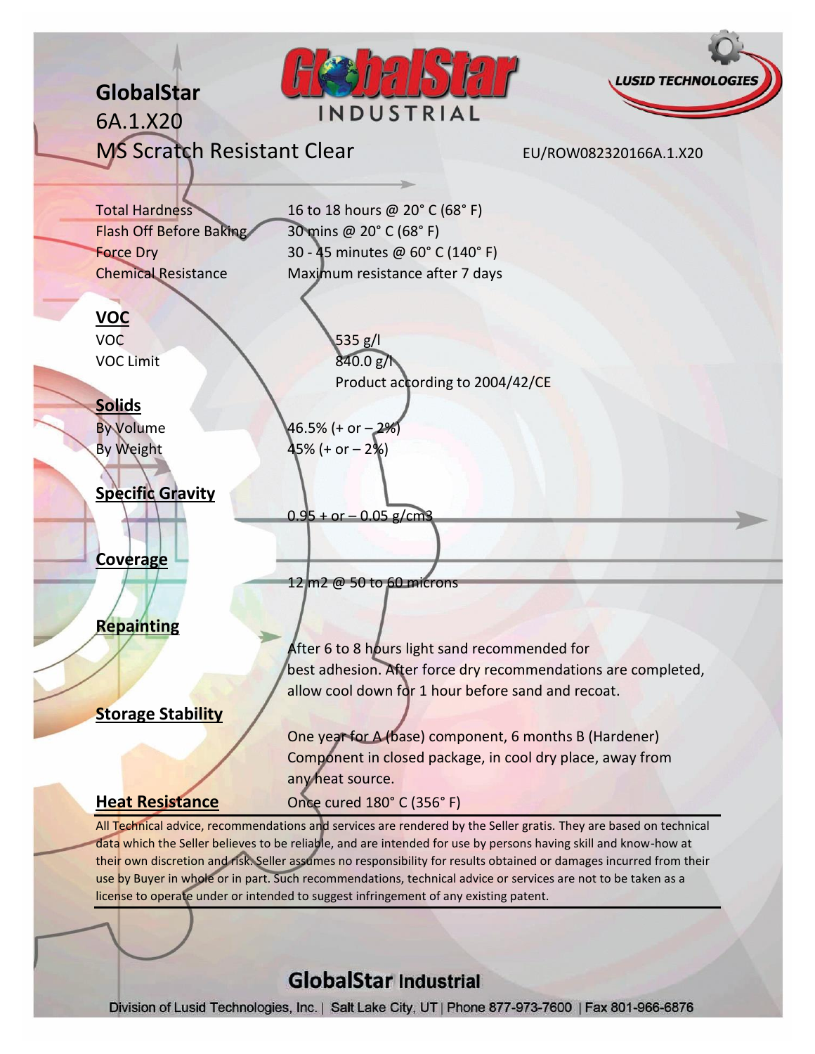# GlobalStar

## 6A.1.X20

## MS Scratch Resistant Clear

EU/ROW082320166A.1.X20

| | |
|---|---|
| Total Hardness | 16 to 18 hours @ 20° C (68° F) |
| Flash Off Before Baking | 30 mins @ 20° C (68° F) |
| Force Dry | 30 - 45 minutes @ 60° C (140° F) |
| Chemical Resistance | Maximum resistance after 7 days |

**VOC**

| | |
|---|---|
| VOC | 535 g/l |
| VOC Limit | 840.0 g/l |
| | Product according to 2004/42/CE |

**Solids**

| | |
|---|---|
| By Volume | 46.5% (+ or – 2%) |
| By Weight | 45% (+ or – 2%) |

**Specific Gravity**

0.95 + or – 0.05 g/cm3

**Coverage**

12 m2 @ 50 to 60 microns

**Repainting**

After 6 to 8 hours light sand recommended for best adhesion. After force dry recommendations are completed, allow cool down for 1 hour before sand and recoat.

**Storage Stability**

One year for A (base) component, 6 months B (Hardener) Component in closed package, in cool dry place, away from any heat source.

**Heat Resistance** Once cured 180° C (356° F)

All Technical advice, recommendations and services are rendered by the Seller gratis. They are based on technical data which the Seller believes to be reliable, and are intended for use by persons having skill and know-how at their own discretion and risk. Seller assumes no responsibility for results obtained or damages incurred from their use by Buyer in whole or in part. Such recommendations, technical advice or services are not to be taken as a license to operate under or intended to suggest infringement of any existing patent.

**GlobalStar Industrial**

Division of Lusid Technologies, Inc. | Salt Lake City, UT | Phone 877-973-7600 | Fax 801-966-6876